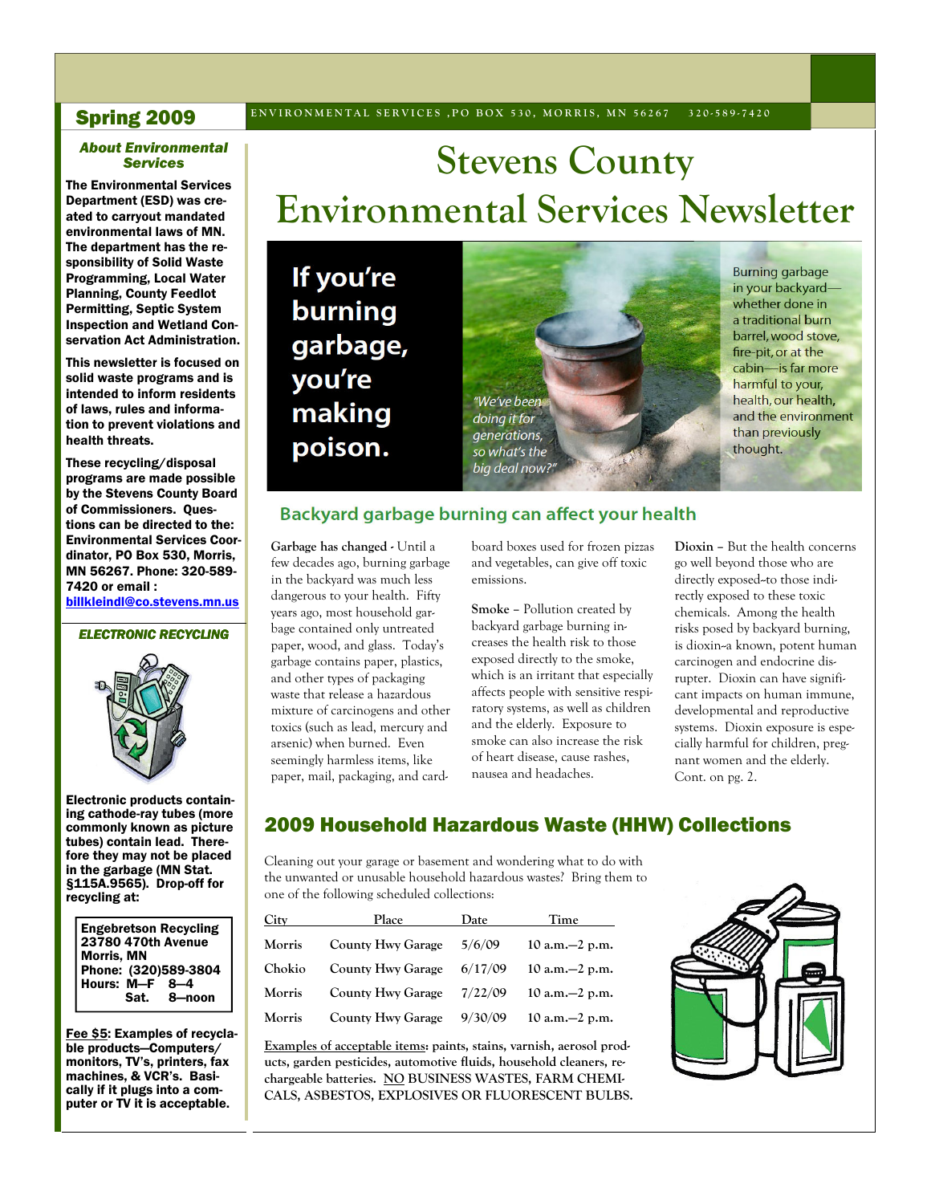# Stevens County Environmental Services Newsletter

**Spring 2009**

ENVIRONMENTAL SERVICES ,PO BOX 530, MORRIS, MN 56267 320-589-7420

### *About Environmental Services*

**The Environmental Services Department (ESD) was created to carryout mandated environmental laws of MN. The department has the responsibility of Solid Waste Programming, Local Water Planning, County Feedlot Permitting, Septic System Inspection and Wetland Conservation Act Administration.**

**This newsletter is focused on solid waste programs and is intended to inform residents of laws, rules and information to prevent violations and health threats.**

**These recycling/disposal programs are made possible by the Stevens County Board of Commissioners. Questions can be directed to the: Environmental Services Coordinator, PO Box 530, Morris, MN 56267. Phone: 320-589-7420 or email : billkleindl@co.stevens.mn.us**

### *ELECTRONIC RECYCLING*

**Electronic products containing cathode-ray tubes (more commonly known as picture tubes) contain lead. Therefore they may not be placed in the garbage (MN Stat. §115A.9565). Drop-off for recycling at:**

**Engebretson Recycling**
**23780 470th Avenue**
**Morris, MN**
**Phone: (320)589-3804**
**Hours: M—F 8—4**
**Sat. 8—noon**

**Fee $5: Examples of recyclable products—Computers/ monitors, TV's, printers, fax machines, & VCR's. Basically if it plugs into a computer or TV it is acceptable.**

---

## If you're burning garbage, you're making poison.

*"We've been doing it for generations, so what's the big deal now?"*

Burning garbage in your backyard—whether done in a traditional burn barrel, wood stove, fire-pit, or at the cabin—is far more harmful to your, health, our health, and the environment than previously thought.

## Backyard garbage burning can affect your health

**Garbage has changed -** Until a few decades ago, burning garbage in the backyard was much less dangerous to your health. Fifty years ago, most household garbage contained only untreated paper, wood, and glass. Today's garbage contains paper, plastics, and other types of packaging waste that release a hazardous mixture of carcinogens and other toxics (such as lead, mercury and arsenic) when burned. Even seemingly harmless items, like paper, mail, packaging, and cardboard boxes used for frozen pizzas and vegetables, can give off toxic emissions.

**Smoke –** Pollution created by backyard garbage burning increases the health risk to those exposed directly to the smoke, which is an irritant that especially affects people with sensitive respiratory systems, as well as children and the elderly. Exposure to smoke can also increase the risk of heart disease, cause rashes, nausea and headaches.

**Dioxin –** But the health concerns go well beyond those who are directly exposed--to those indirectly exposed to these toxic chemicals. Among the health risks posed by backyard burning, is dioxin--a known, potent human carcinogen and endocrine disrupter. Dioxin can have significant impacts on human immune, developmental and reproductive systems. Dioxin exposure is especially harmful for children, pregnant women and the elderly. Cont. on pg. 2.

## 2009 Household Hazardous Waste (HHW) Collections

Cleaning out your garage or basement and wondering what to do with the unwanted or unusable household hazardous wastes? Bring them to one of the following scheduled collections:

| City | Place | Date | Time |
|---|---|---|---|
| Morris | County Hwy Garage | 5/6/09 | 10 a.m.—2 p.m. |
| Chokio | County Hwy Garage | 6/17/09 | 10 a.m.—2 p.m. |
| Morris | County Hwy Garage | 7/22/09 | 10 a.m.—2 p.m. |
| Morris | County Hwy Garage | 9/30/09 | 10 a.m.—2 p.m. |

**Examples of acceptable items: paints, stains, varnish, aerosol products, garden pesticides, automotive fluids, household cleaners, rechargeable batteries. NO BUSINESS WASTES, FARM CHEMICALS, ASBESTOS, EXPLOSIVES OR FLUORESCENT BULBS.**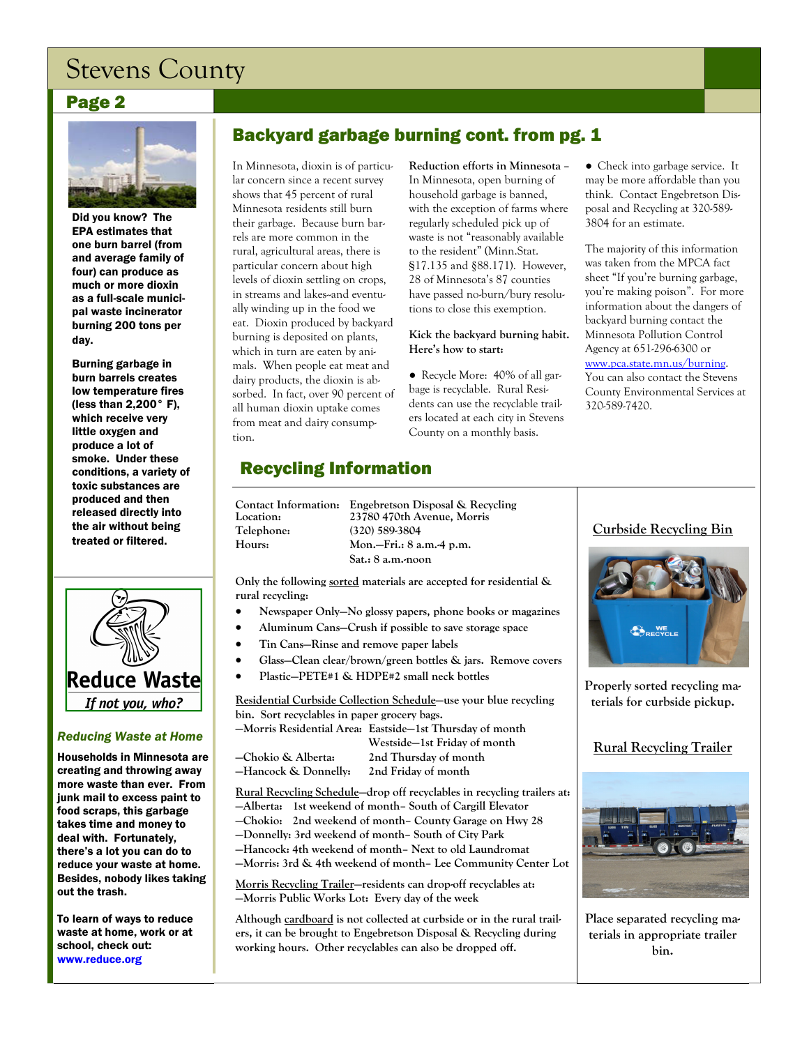# Stevens County

## Page 2

**Did you know? The EPA estimates that one burn barrel (from and average family of four) can produce as much or more dioxin as a full-scale municipal waste incinerator burning 200 tons per day.**

**Burning garbage in burn barrels creates low temperature fires (less than 2,200° F), which receive very little oxygen and produce a lot of smoke. Under these conditions, a variety of toxic substances are produced and then released directly into the air without being treated or filtered.**

**Reduce Waste**

***If not you, who?***

### *Reducing Waste at Home*

**Households in Minnesota are creating and throwing away more waste than ever. From junk mail to excess paint to food scraps, this garbage takes time and money to deal with. Fortunately, there's a lot you can do to reduce your waste at home. Besides, nobody likes taking out the trash.**

**To learn of ways to reduce waste at home, work or at school, check out: www.reduce.org**

## Backyard garbage burning cont. from pg. 1

In Minnesota, dioxin is of particular concern since a recent survey shows that 45 percent of rural Minnesota residents still burn their garbage. Because burn barrels are more common in the rural, agricultural areas, there is particular concern about high levels of dioxin settling on crops, in streams and lakes-and eventually winding up in the food we eat. Dioxin produced by backyard burning is deposited on plants, which in turn are eaten by animals. When people eat meat and dairy products, the dioxin is absorbed. In fact, over 90 percent of all human dioxin uptake comes from meat and dairy consumption.

**Reduction efforts in Minnesota** – In Minnesota, open burning of household garbage is banned, with the exception of farms where regularly scheduled pick up of waste is not "reasonably available to the resident" (Minn.Stat. §17.135 and §88.171). However, 28 of Minnesota's 87 counties have passed no-burn/bury resolutions to close this exemption.

**Kick the backyard burning habit. Here's how to start:**

- Recycle More: 40% of all garbage is recyclable. Rural Residents can use the recyclable trailers located at each city in Stevens County on a monthly basis.
- Check into garbage service. It may be more affordable than you think. Contact Engebretson Disposal and Recycling at 320-589-3804 for an estimate.

The majority of this information was taken from the MPCA fact sheet "If you're burning garbage, you're making poison". For more information about the dangers of backyard burning contact the Minnesota Pollution Control Agency at 651-296-6300 or www.pca.state.mn.us/burning. You can also contact the Stevens County Environmental Services at 320-589-7420.

## Recycling Information

| | |
|---|---|
| Contact Information: | Engebretson Disposal & Recycling |
| Location: | 23780 470th Avenue, Morris |
| Telephone: | (320) 589-3804 |
| Hours: | Mon.—Fri.: 8 a.m.-4 p.m. |
| | Sat.: 8 a.m.-noon |

**Only the following sorted materials are accepted for residential & rural recycling:**

- Newspaper Only—No glossy papers, phone books or magazines
- Aluminum Cans—Crush if possible to save storage space
- Tin Cans—Rinse and remove paper labels
- Glass—Clean clear/brown/green bottles & jars. Remove covers
- Plastic—PETE#1 & HDPE#2 small neck bottles

**Residential Curbside Collection Schedule—use your blue recycling bin. Sort recyclables in paper grocery bags.**

—Morris Residential Area: Eastside—1st Thursday of month
Westside—1st Friday of month
—Chokio & Alberta: 2nd Thursday of month
—Hancock & Donnelly: 2nd Friday of month

**Rural Recycling Schedule—drop off recyclables in recycling trailers at:**

—Alberta: 1st weekend of month– South of Cargill Elevator
—Chokio: 2nd weekend of month– County Garage on Hwy 28
—Donnelly: 3rd weekend of month– South of City Park
—Hancock: 4th weekend of month– Next to old Laundromat
—Morris: 3rd & 4th weekend of month– Lee Community Center Lot

**Morris Recycling Trailer—residents can drop-off recyclables at:**

—Morris Public Works Lot: Every day of the week

**Although cardboard is not collected at curbside or in the rural trailers, it can be brought to Engebretson Disposal & Recycling during working hours. Other recyclables can also be dropped off.**

### Curbside Recycling Bin

**Properly sorted recycling materials for curbside pickup.**

### Rural Recycling Trailer

**Place separated recycling materials in appropriate trailer bin.**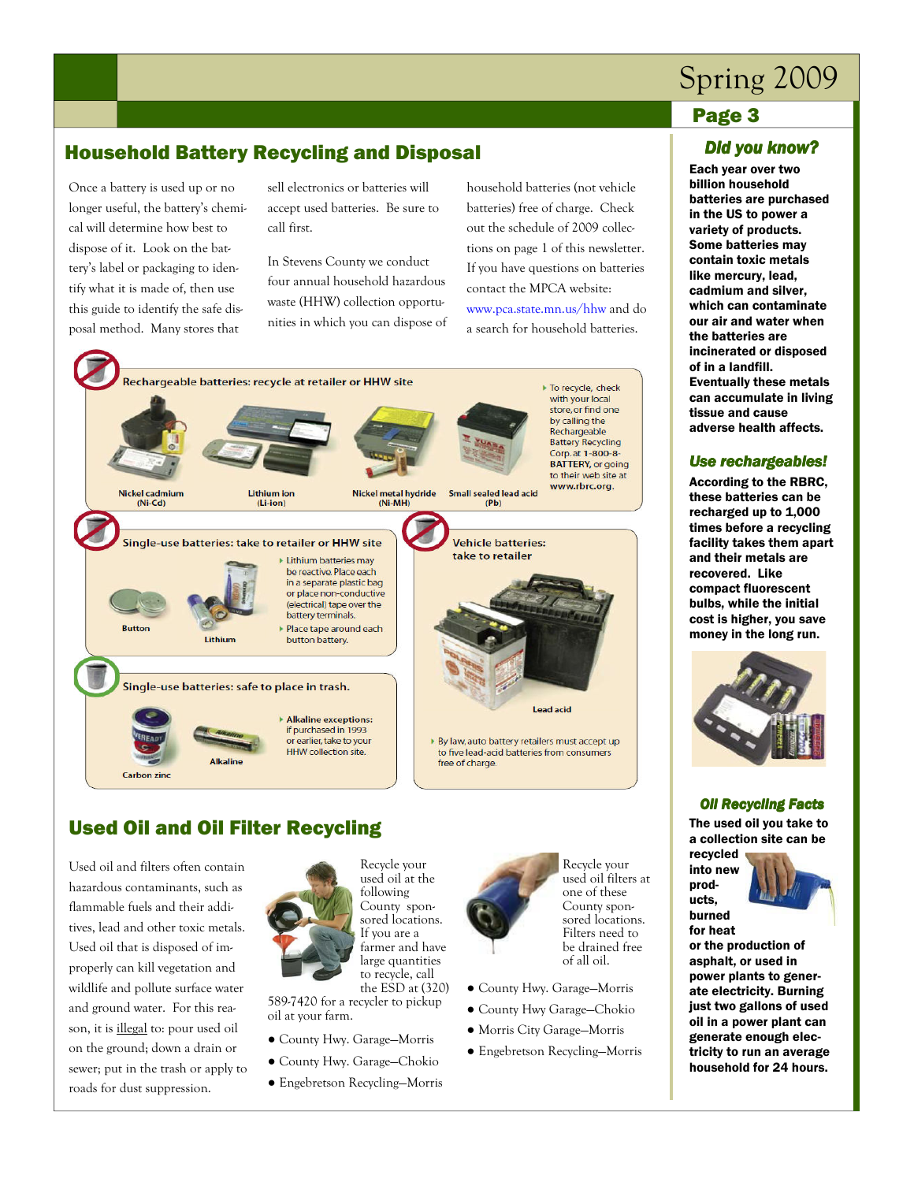## Household Battery Recycling and Disposal

Once a battery is used up or no longer useful, the battery's chemical will determine how best to dispose of it. Look on the battery's label or packaging to identify what it is made of, then use this guide to identify the safe disposal method. Many stores that sell electronics or batteries will accept used batteries. Be sure to call first.

In Stevens County we conduct four annual household hazardous waste (HHW) collection opportunities in which you can dispose of household batteries (not vehicle batteries) free of charge. Check out the schedule of 2009 collections on page 1 of this newsletter. If you have questions on batteries contact the MPCA website: www.pca.state.mn.us/hhw and do a search for household batteries.

**Rechargeable batteries: recycle at retailer or HHW site**

- Nickel cadmium (Ni-Cd)
- Lithium ion (Li-ion)
- Nickel metal hydride (Ni-MH)
- Small sealed lead acid (Pb)

To recycle, check with your local store, or find one by calling the Rechargeable Battery Recycling Corp. at 1-800-8-BATTERY, or going to their web site at www.rbrc.org.

**Single-use batteries: take to retailer or HHW site**

- Button
- Lithium

Lithium batteries may be reactive. Place each in a separate plastic bag or place non-conductive (electrical) tape over the battery terminals.

Place tape around each button battery.

**Vehicle batteries: take to retailer**

- Lead acid

By law, auto battery retailers must accept up to five lead-acid batteries from consumers free of charge.

**Single-use batteries: safe to place in trash.**

- Carbon zinc
- Alkaline

Alkaline exceptions: if purchased in 1993 or earlier, take to your HHW collection site.

## Used Oil and Oil Filter Recycling

Used oil and filters often contain hazardous contaminants, such as flammable fuels and their additives, lead and other toxic metals. Used oil that is disposed of improperly can kill vegetation and wildlife and pollute surface water and ground water. For this reason, it is illegal to: pour used oil on the ground; down a drain or sewer; put in the trash or apply to roads for dust suppression.

Recycle your used oil at the following County sponsored locations. If you are a farmer and have large quantities to recycle, call the ESD at (320) 589-7420 for a recycler to pickup oil at your farm.

- County Hwy. Garage—Morris
- County Hwy. Garage—Chokio
- Engebretson Recycling—Morris

Recycle your used oil filters at one of these County sponsored locations. Filters need to be drained free of all oil.

- County Hwy. Garage—Morris
- County Hwy Garage—Chokio
- Morris City Garage—Morris
- Engebretson Recycling—Morris

### *Did you know?*

**Each year over two billion household batteries are purchased in the US to power a variety of products. Some batteries may contain toxic metals like mercury, lead, cadmium and silver, which can contaminate our air and water when the batteries are incinerated or disposed of in a landfill. Eventually these metals can accumulate in living tissue and cause adverse health affects.**

### *Use rechargeables!*

**According to the RBRC, these batteries can be recharged up to 1,000 times before a recycling facility takes them apart and their metals are recovered. Like compact fluorescent bulbs, while the initial cost is higher, you save money in the long run.**

### *Oil Recycling Facts*

**The used oil you take to a collection site can be recycled into new products, burned for heat or the production of asphalt, or used in power plants to generate electricity. Burning just two gallons of used oil in a power plant can generate enough electricity to run an average household for 24 hours.**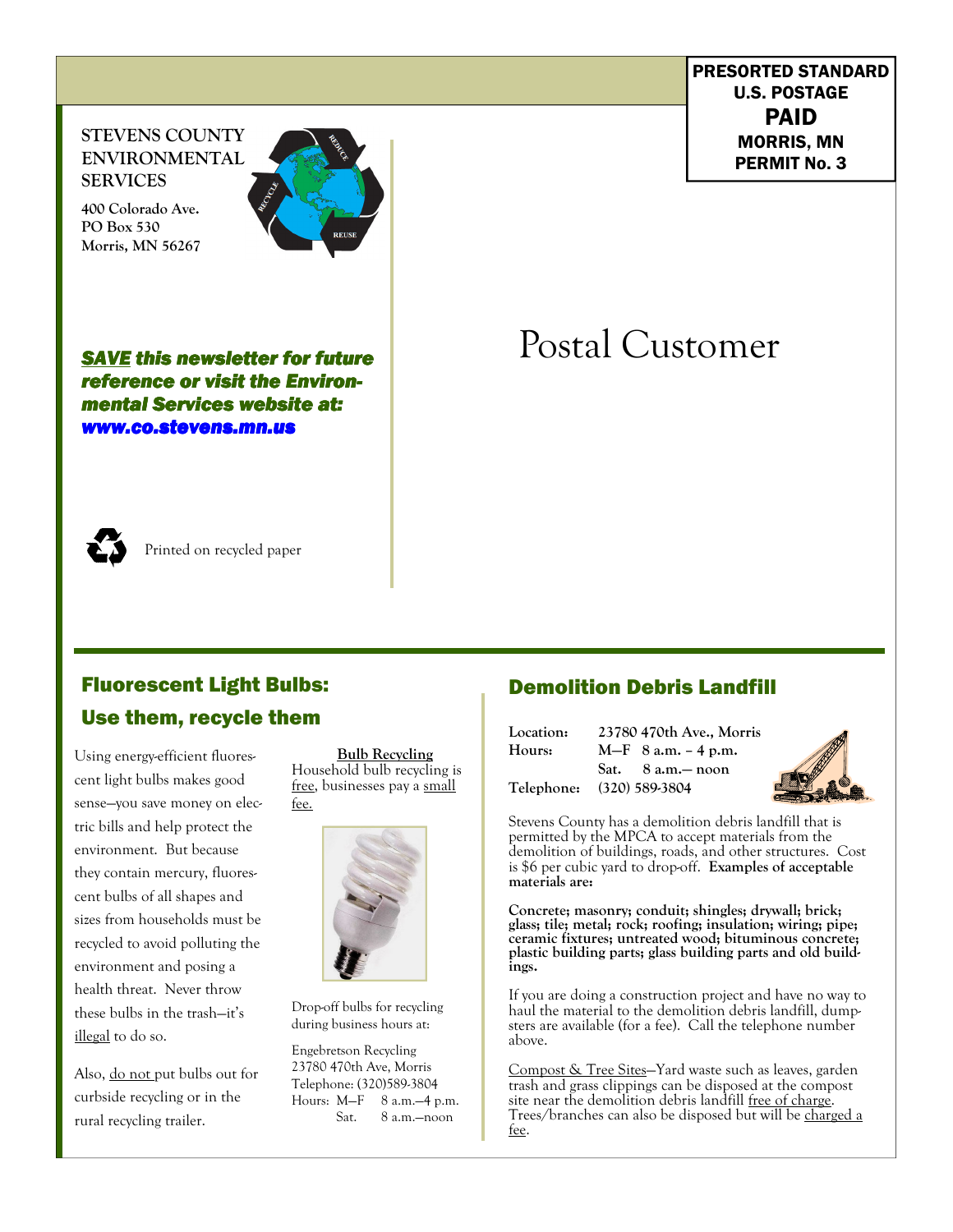STEVENS COUNTY ENVIRONMENTAL SERVICES

400 Colorado Ave.
PO Box 530
Morris, MN 56267

PRESORTED STANDARD
U.S. POSTAGE
PAID
MORRIS, MN
PERMIT No. 3

***SAVE this newsletter for future reference or visit the Environmental Services website at: www.co.stevens.mn.us***

Postal Customer

Printed on recycled paper

## Fluorescent Light Bulbs: Use them, recycle them

Using energy-efficient fluorescent light bulbs makes good sense—you save money on electric bills and help protect the environment. But because they contain mercury, fluorescent bulbs of all shapes and sizes from households must be recycled to avoid polluting the environment and posing a health threat. Never throw these bulbs in the trash—it's illegal to do so.

Also, do not put bulbs out for curbside recycling or in the rural recycling trailer.

**Bulb Recycling**

Household bulb recycling is free, businesses pay a small fee.

Drop-off bulbs for recycling during business hours at:

Engebretson Recycling
23780 470th Ave, Morris
Telephone: (320)589-3804
Hours: M—F 8 a.m.—4 p.m.
Sat. 8 a.m.—noon

## Demolition Debris Landfill

| | |
|---|---|
| Location: | 23780 470th Ave., Morris |
| Hours: | M—F 8 a.m. – 4 p.m. |
| | Sat. 8 a.m.— noon |
| Telephone: | (320) 589-3804 |

Stevens County has a demolition debris landfill that is permitted by the MPCA to accept materials from the demolition of buildings, roads, and other structures. Cost is $6 per cubic yard to drop-off. **Examples of acceptable materials are:**

**Concrete; masonry; conduit; shingles; drywall; brick; glass; tile; metal; rock; roofing; insulation; wiring; pipe; ceramic fixtures; untreated wood; bituminous concrete; plastic building parts; glass building parts and old buildings.**

If you are doing a construction project and have no way to haul the material to the demolition debris landfill, dumpsters are available (for a fee). Call the telephone number above.

Compost & Tree Sites—Yard waste such as leaves, garden trash and grass clippings can be disposed at the compost site near the demolition debris landfill free of charge. Trees/branches can also be disposed but will be charged a fee.